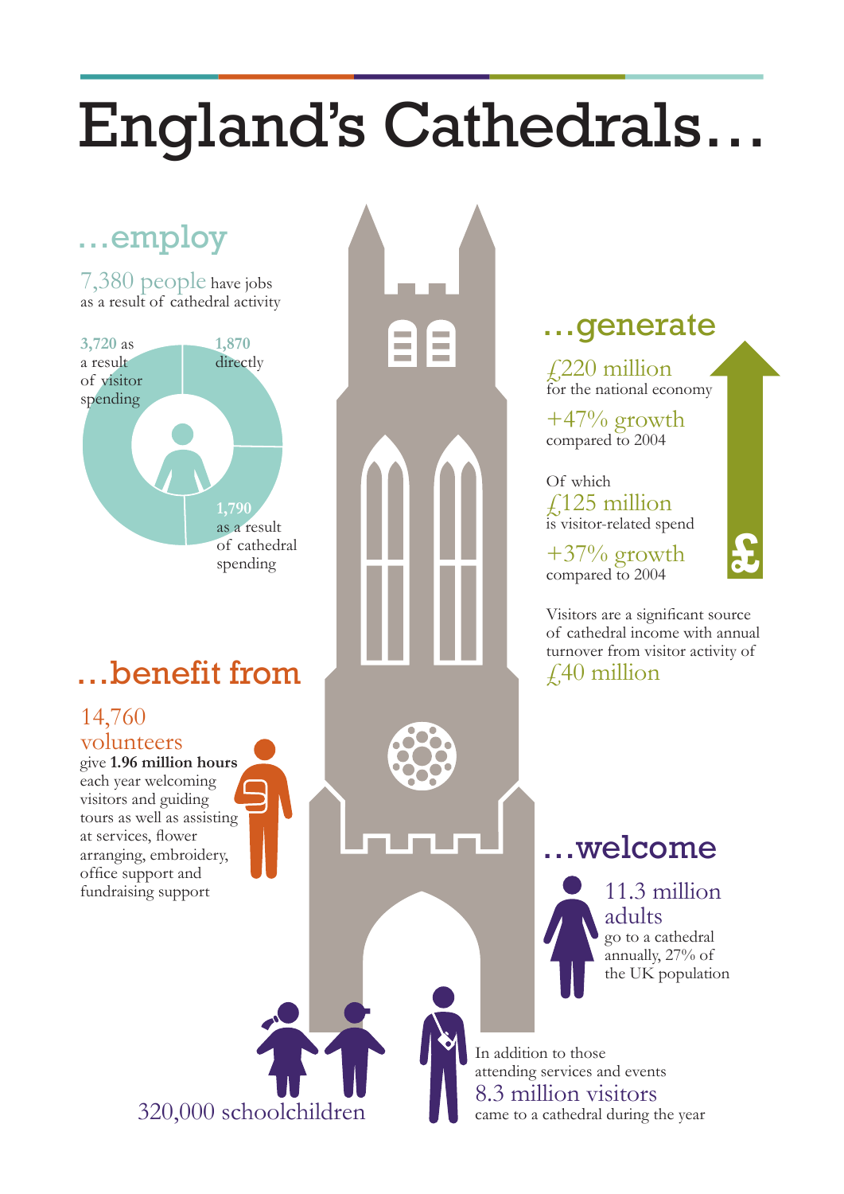# England's Cathedrals…

## …employ

7,380 people have jobs as a result of cathedral activity

- 3,720 as a result of visitor spending
- 1,870 directly
- 1,790 as a result of cathedral spending

## …benefit from

14,760 volunteers give **1.96 million hours** each year welcoming visitors and guiding tours as well as assisting at services, flower arranging, embroidery, office support and fundraising support

## …generate

£220 million for the national economy

+47% growth compared to 2004

Of which £125 million is visitor-related spend

+37% growth compared to 2004

Visitors are a significant source of cathedral income with annual turnover from visitor activity of £40 million

## …welcome

11.3 million adults go to a cathedral annually, 27% of the UK population

320,000 schoolchildren

In addition to those attending services and events 8.3 million visitors came to a cathedral during the year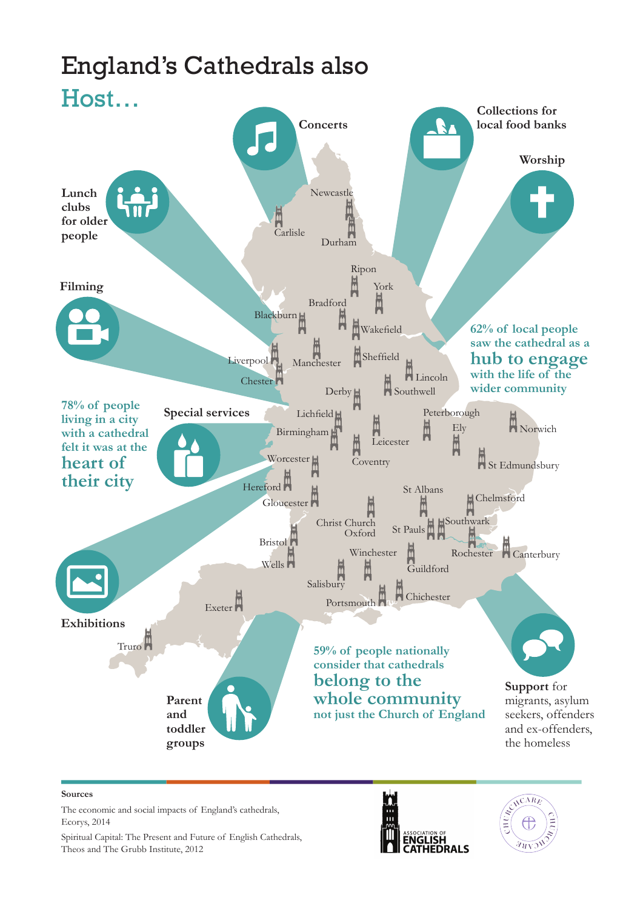# England's Cathedrals also

## Host…

Concerts

Collections for local food banks

Worship

Lunch clubs for older people

Filming

Special services

Exhibitions

Parent and toddler groups

**Support** for migrants, asylum seekers, offenders and ex-offenders, the homeless

62% of local people saw the cathedral as a **hub to engage** with the life of the wider community

78% of people living in a city with a cathedral felt it was at the **heart of their city**

59% of people nationally consider that cathedrals **belong to the whole community** not just the Church of England

Newcastle, Carlisle, Durham, Ripon, York, Bradford, Blackburn, Wakefield, Liverpool, Manchester, Sheffield, Chester, Lincoln, Derby, Southwell, Lichfield, Peterborough, Norwich, Birmingham, Ely, Leicester, Coventry, Worcester, St Edmundsbury, Hereford, St Albans, Chelmsford, Gloucester, Christ Church Oxford, Southwark, St Pauls, Bristol, Rochester, Canterbury, Winchester, Wells, Guildford, Salisbury, Chichester, Portsmouth, Exeter, Truro

**Sources**

The economic and social impacts of England's cathedrals, Ecorys, 2014

Spiritual Capital: The Present and Future of English Cathedrals, Theos and The Grubb Institute, 2012

Association of English Cathedrals

Churchcare